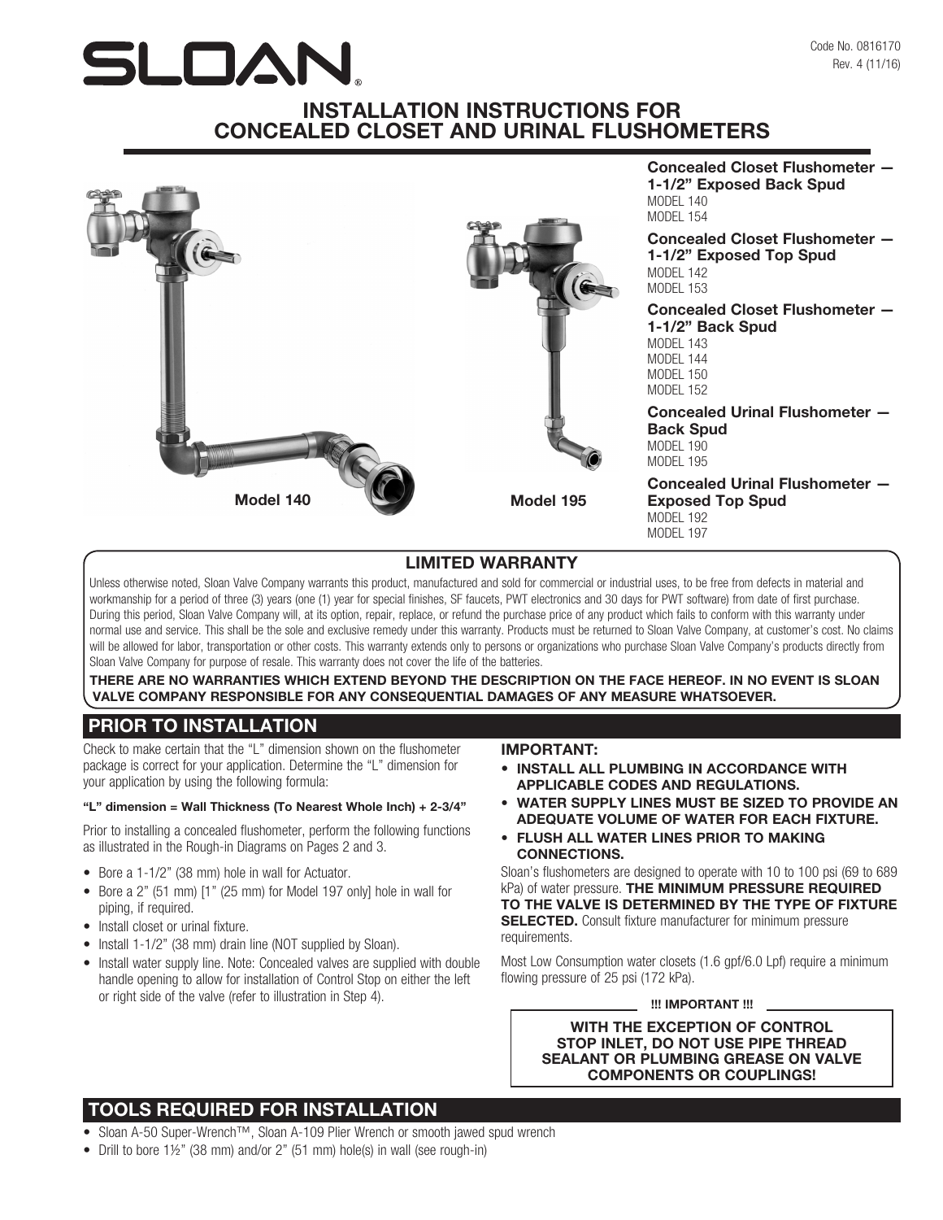SLOAN

Code No. 0816170
Rev. 4 (11/16)

# INSTALLATION INSTRUCTIONS FOR CONCEALED CLOSET AND URINAL FLUSHOMETERS

Model 140

Model 195

**Concealed Closet Flushometer — 1-1/2" Exposed Back Spud**
MODEL 140
MODEL 154

**Concealed Closet Flushometer — 1-1/2" Exposed Top Spud**
MODEL 142
MODEL 153

**Concealed Closet Flushometer — 1-1/2" Back Spud**
MODEL 143
MODEL 144
MODEL 150
MODEL 152

**Concealed Urinal Flushometer — Back Spud**
MODEL 190
MODEL 195

**Concealed Urinal Flushometer — Exposed Top Spud**
MODEL 192
MODEL 197

## LIMITED WARRANTY

Unless otherwise noted, Sloan Valve Company warrants this product, manufactured and sold for commercial or industrial uses, to be free from defects in material and workmanship for a period of three (3) years (one (1) year for special finishes, SF faucets, PWT electronics and 30 days for PWT software) from date of first purchase. During this period, Sloan Valve Company will, at its option, repair, replace, or refund the purchase price of any product which fails to conform with this warranty under normal use and service. This shall be the sole and exclusive remedy under this warranty. Products must be returned to Sloan Valve Company, at customer's cost. No claims will be allowed for labor, transportation or other costs. This warranty extends only to persons or organizations who purchase Sloan Valve Company's products directly from Sloan Valve Company for purpose of resale. This warranty does not cover the life of the batteries.

**THERE ARE NO WARRANTIES WHICH EXTEND BEYOND THE DESCRIPTION ON THE FACE HEREOF. IN NO EVENT IS SLOAN VALVE COMPANY RESPONSIBLE FOR ANY CONSEQUENTIAL DAMAGES OF ANY MEASURE WHATSOEVER.**

## PRIOR TO INSTALLATION

Check to make certain that the "L" dimension shown on the flushometer package is correct for your application. Determine the "L" dimension for your application by using the following formula:

**"L" dimension = Wall Thickness (To Nearest Whole Inch) + 2-3/4"**

Prior to installing a concealed flushometer, perform the following functions as illustrated in the Rough-in Diagrams on Pages 2 and 3.

- Bore a 1-1/2" (38 mm) hole in wall for Actuator.
- Bore a 2" (51 mm) [1" (25 mm) for Model 197 only] hole in wall for piping, if required.
- Install closet or urinal fixture.
- Install 1-1/2" (38 mm) drain line (NOT supplied by Sloan).
- Install water supply line. Note: Concealed valves are supplied with double handle opening to allow for installation of Control Stop on either the left or right side of the valve (refer to illustration in Step 4).

**IMPORTANT:**

- **INSTALL ALL PLUMBING IN ACCORDANCE WITH APPLICABLE CODES AND REGULATIONS.**
- **WATER SUPPLY LINES MUST BE SIZED TO PROVIDE AN ADEQUATE VOLUME OF WATER FOR EACH FIXTURE.**
- **FLUSH ALL WATER LINES PRIOR TO MAKING CONNECTIONS.**

Sloan's flushometers are designed to operate with 10 to 100 psi (69 to 689 kPa) of water pressure. **THE MINIMUM PRESSURE REQUIRED TO THE VALVE IS DETERMINED BY THE TYPE OF FIXTURE SELECTED.** Consult fixture manufacturer for minimum pressure requirements.

Most Low Consumption water closets (1.6 gpf/6.0 Lpf) require a minimum flowing pressure of 25 psi (172 kPa).

**!!! IMPORTANT !!!**

**WITH THE EXCEPTION OF CONTROL STOP INLET, DO NOT USE PIPE THREAD SEALANT OR PLUMBING GREASE ON VALVE COMPONENTS OR COUPLINGS!**

## TOOLS REQUIRED FOR INSTALLATION

- Sloan A-50 Super-Wrench™, Sloan A-109 Plier Wrench or smooth jawed spud wrench
- Drill to bore 1½" (38 mm) and/or 2" (51 mm) hole(s) in wall (see rough-in)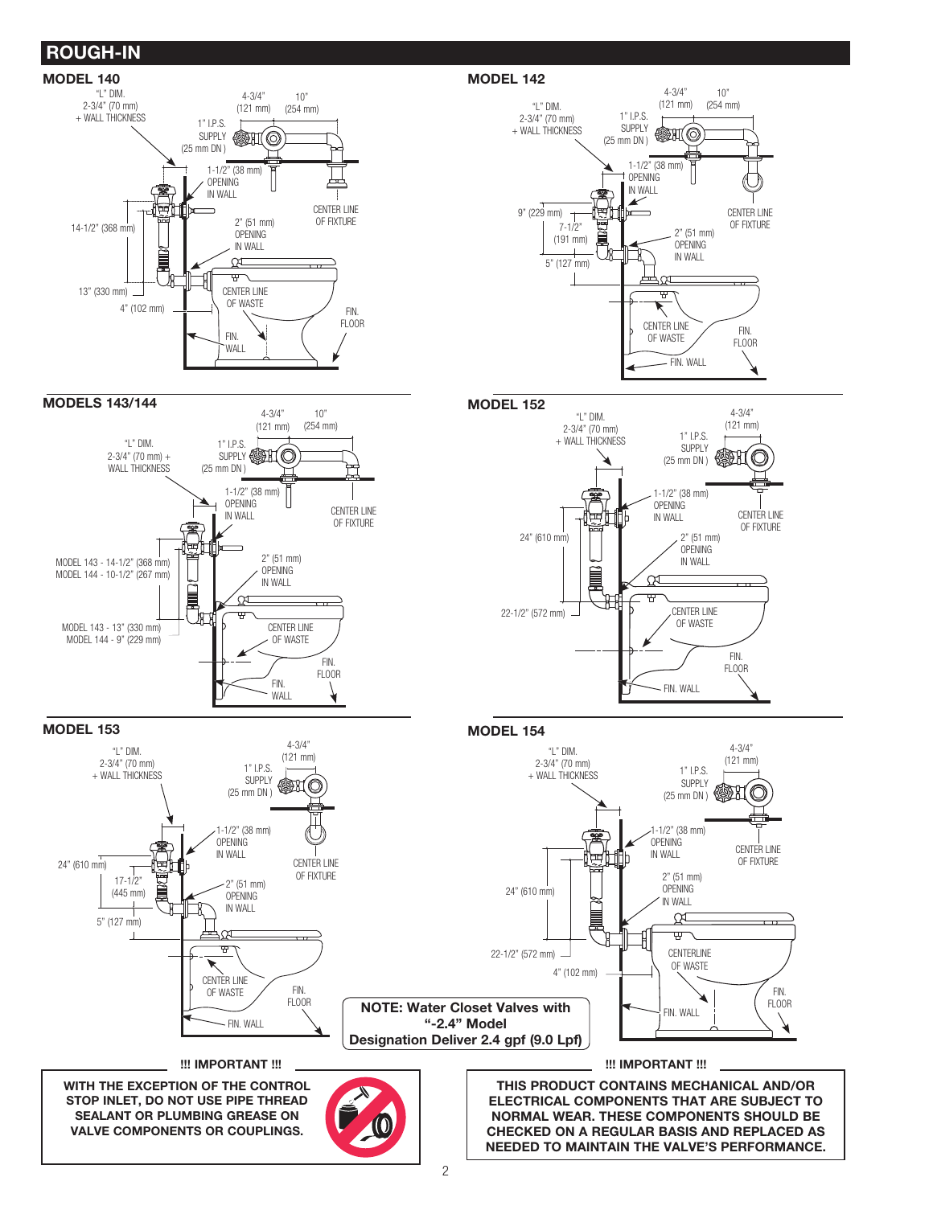## ROUGH-IN

### MODEL 140

"L" DIM. 2-3/4" (70 mm) + WALL THICKNESS

4-3/4" (121 mm)

10" (254 mm)

1" I.P.S. SUPPLY (25 mm DN)

1-1/2" (38 mm) OPENING IN WALL

CENTER LINE OF FIXTURE

14-1/2" (368 mm)

2" (51 mm) OPENING IN WALL

13" (330 mm)

4" (102 mm)

CENTER LINE OF WASTE

FIN. WALL

FIN. FLOOR

### MODEL 142

"L" DIM. 2-3/4" (70 mm) + WALL THICKNESS

4-3/4" (121 mm)

10" (254 mm)

1" I.P.S. SUPPLY (25 mm DN)

1-1/2" (38 mm) OPENING IN WALL

9" (229 mm)

7-1/2" (191 mm)

5" (127 mm)

CENTER LINE OF FIXTURE

2" (51 mm) OPENING IN WALL

CENTER LINE OF WASTE

FIN. FLOOR

FIN. WALL

### MODELS 143/144

"L" DIM. 2-3/4" (70 mm) + WALL THICKNESS

4-3/4" (121 mm)

10" (254 mm)

1" I.P.S. SUPPLY (25 mm DN)

1-1/2" (38 mm) OPENING IN WALL

CENTER LINE OF FIXTURE

MODEL 143 - 14-1/2" (368 mm)
MODEL 144 - 10-1/2" (267 mm)

2" (51 mm) OPENING IN WALL

MODEL 143 - 13" (330 mm)
MODEL 144 - 9" (229 mm)

CENTER LINE OF WASTE

FIN. FLOOR

FIN. WALL

### MODEL 152

"L" DIM. 2-3/4" (70 mm) + WALL THICKNESS

4-3/4" (121 mm)

1" I.P.S. SUPPLY (25 mm DN)

1-1/2" (38 mm) OPENING IN WALL

CENTER LINE OF FIXTURE

24" (610 mm)

2" (51 mm) OPENING IN WALL

22-1/2" (572 mm)

CENTER LINE OF WASTE

FIN. FLOOR

FIN. WALL

### MODEL 153

"L" DIM. 2-3/4" (70 mm) + WALL THICKNESS

4-3/4" (121 mm)

1" I.P.S. SUPPLY (25 mm DN)

1-1/2" (38 mm) OPENING IN WALL

24" (610 mm)

17-1/2" (445 mm)

CENTER LINE OF FIXTURE

2" (51 mm) OPENING IN WALL

5" (127 mm)

CENTER LINE OF WASTE

FIN. FLOOR

FIN. WALL

### MODEL 154

"L" DIM. 2-3/4" (70 mm) + WALL THICKNESS

4-3/4" (121 mm)

1" I.P.S. SUPPLY (25 mm DN)

1-1/2" (38 mm) OPENING IN WALL

CENTER LINE OF FIXTURE

2" (51 mm) OPENING IN WALL

24" (610 mm)

22-1/2" (572 mm)

4" (102 mm)

CENTERLINE OF WASTE

FIN. FLOOR

FIN. WALL

**NOTE: Water Closet Valves with "-2.4" Model Designation Deliver 2.4 gpf (9.0 Lpf)**

**!!! IMPORTANT !!!**

**WITH THE EXCEPTION OF THE CONTROL STOP INLET, DO NOT USE PIPE THREAD SEALANT OR PLUMBING GREASE ON VALVE COMPONENTS OR COUPLINGS.**

**!!! IMPORTANT !!!**

**THIS PRODUCT CONTAINS MECHANICAL AND/OR ELECTRICAL COMPONENTS THAT ARE SUBJECT TO NORMAL WEAR. THESE COMPONENTS SHOULD BE CHECKED ON A REGULAR BASIS AND REPLACED AS NEEDED TO MAINTAIN THE VALVE'S PERFORMANCE.**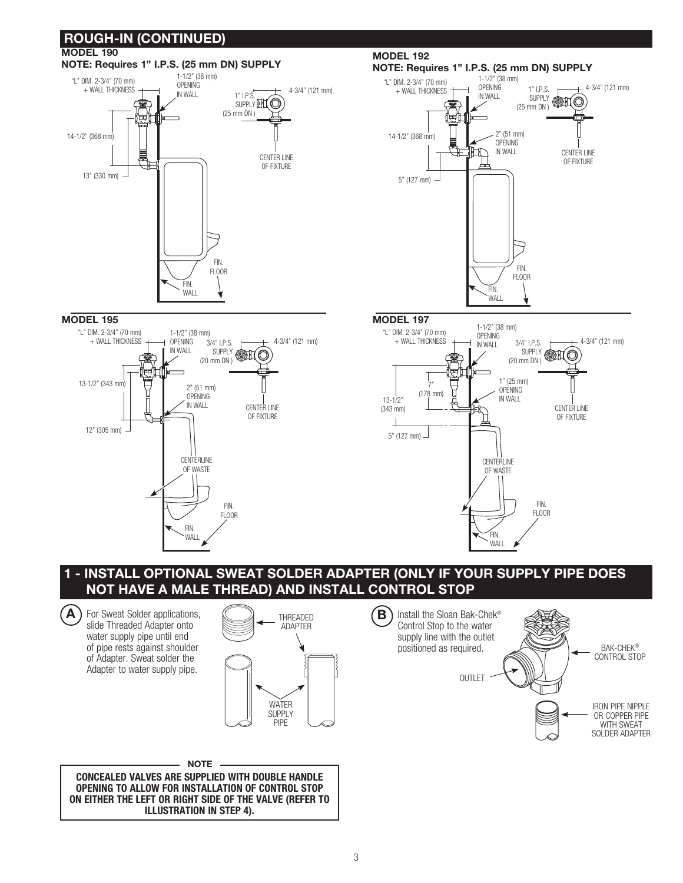## ROUGH-IN (CONTINUED)

### MODEL 190

**NOTE: Requires 1" I.P.S. (25 mm DN) SUPPLY**

"L" DIM. 2-3/4" (70 mm) + WALL THICKNESS

1-1/2" (38 mm) OPENING IN WALL

1" I.P.S. SUPPLY (25 mm DN)

4-3/4" (121 mm)

14-1/2" (368 mm)

13" (330 mm)

CENTER LINE OF FIXTURE

FIN. FLOOR

FIN. WALL

### MODEL 192

**NOTE: Requires 1" I.P.S. (25 mm DN) SUPPLY**

"L" DIM. 2-3/4" (70 mm) + WALL THICKNESS

1-1/2" (38 mm) OPENING IN WALL

1" I.P.S. SUPPLY (25 mm DN)

4-3/4" (121 mm)

14-1/2" (368 mm)

2" (51 mm) OPENING IN WALL

5" (127 mm)

CENTER LINE OF FIXTURE

FIN. FLOOR

FIN. WALL

### MODEL 195

"L" DIM. 2-3/4" (70 mm) + WALL THICKNESS

1-1/2" (38 mm) OPENING IN WALL

3/4" I.P.S. SUPPLY (20 mm DN)

4-3/4" (121 mm)

13-1/2" (343 mm)

2" (51 mm) OPENING IN WALL

12" (305 mm)

CENTER LINE OF FIXTURE

CENTERLINE OF WASTE

FIN. FLOOR

FIN. WALL

### MODEL 197

"L" DIM. 2-3/4" (70 mm) + WALL THICKNESS

1-1/2" (38 mm) OPENING IN WALL

3/4" I.P.S. SUPPLY (20 mm DN)

4-3/4" (121 mm)

7" (178 mm)

13-1/2" (343 mm)

1" (25 mm) OPENING IN WALL

5" (127 mm)

CENTER LINE OF FIXTURE

CENTERLINE OF WASTE

FIN. FLOOR

FIN. WALL

## 1 - INSTALL OPTIONAL SWEAT SOLDER ADAPTER (ONLY IF YOUR SUPPLY PIPE DOES NOT HAVE A MALE THREAD) AND INSTALL CONTROL STOP

**A** For Sweat Solder applications, slide Threaded Adapter onto water supply pipe until end of pipe rests against shoulder of Adapter. Sweat solder the Adapter to water supply pipe.

THREADED ADAPTER

WATER SUPPLY PIPE

**B** Install the Sloan Bak-Chek® Control Stop to the water supply line with the outlet positioned as required.

BAK-CHEK® CONTROL STOP

OUTLET

IRON PIPE NIPPLE OR COPPER PIPE WITH SWEAT SOLDER ADAPTER

**NOTE**

**CONCEALED VALVES ARE SUPPLIED WITH DOUBLE HANDLE OPENING TO ALLOW FOR INSTALLATION OF CONTROL STOP ON EITHER THE LEFT OR RIGHT SIDE OF THE VALVE (REFER TO ILLUSTRATION IN STEP 4).**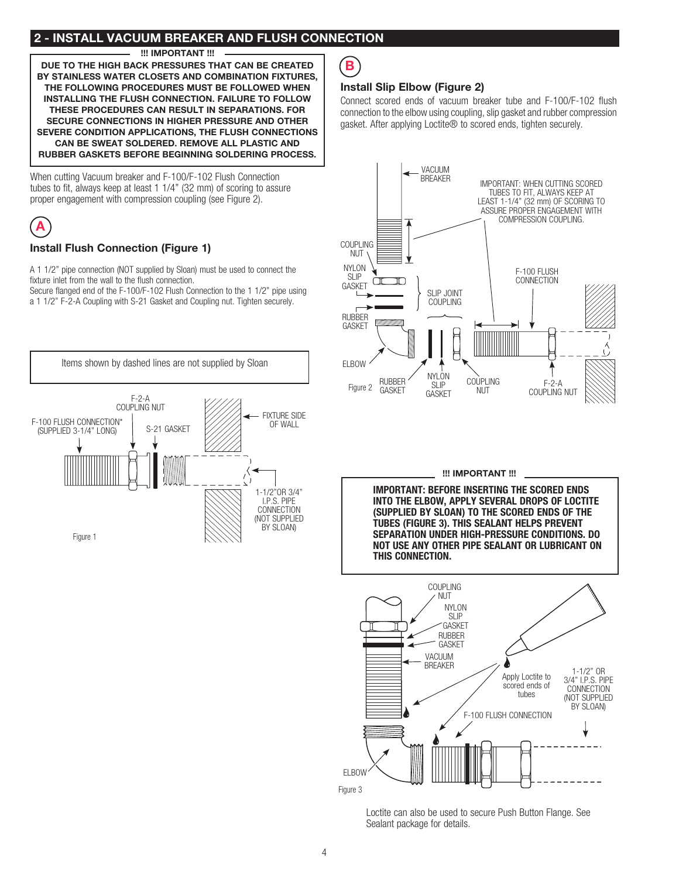## 2 - INSTALL VACUUM BREAKER AND FLUSH CONNECTION

**!!! IMPORTANT !!!**

**DUE TO THE HIGH BACK PRESSURES THAT CAN BE CREATED BY STAINLESS WATER CLOSETS AND COMBINATION FIXTURES, THE FOLLOWING PROCEDURES MUST BE FOLLOWED WHEN INSTALLING THE FLUSH CONNECTION. FAILURE TO FOLLOW THESE PROCEDURES CAN RESULT IN SEPARATIONS. FOR SECURE CONNECTIONS IN HIGHER PRESSURE AND OTHER SEVERE CONDITION APPLICATIONS, THE FLUSH CONNECTIONS CAN BE SWEAT SOLDERED. REMOVE ALL PLASTIC AND RUBBER GASKETS BEFORE BEGINNING SOLDERING PROCESS.**

When cutting Vacuum breaker and F-100/F-102 Flush Connection tubes to fit, always keep at least 1 1/4" (32 mm) of scoring to assure proper engagement with compression coupling (see Figure 2).

### A

### Install Flush Connection (Figure 1)

A 1 1/2" pipe connection (NOT supplied by Sloan) must be used to connect the fixture inlet from the wall to the flush connection.
Secure flanged end of the F-100/F-102 Flush Connection to the 1 1/2" pipe using a 1 1/2" F-2-A Coupling with S-21 Gasket and Coupling nut. Tighten securely.

Items shown by dashed lines are not supplied by Sloan

F-2-A COUPLING NUT · F-100 FLUSH CONNECTION* (SUPPLIED 3-1/4" LONG) · S-21 GASKET · FIXTURE SIDE OF WALL · 1-1/2"OR 3/4" I.P.S. PIPE CONNECTION (NOT SUPPLIED BY SLOAN)

Figure 1

### B

### Install Slip Elbow (Figure 2)

Connect scored ends of vacuum breaker tube and F-100/F-102 flush connection to the elbow using coupling, slip gasket and rubber compression gasket. After applying Loctite® to scored ends, tighten securely.

VACUUM BREAKER · IMPORTANT: WHEN CUTTING SCORED TUBES TO FIT, ALWAYS KEEP AT LEAST 1-1/4" (32 mm) OF SCORING TO ASSURE PROPER ENGAGEMENT WITH COMPRESSION COUPLING. · COUPLING NUT · NYLON SLIP GASKET · SLIP JOINT COUPLING · F-100 FLUSH CONNECTION · RUBBER GASKET · ELBOW · RUBBER GASKET · NYLON SLIP GASKET · COUPLING NUT · F-2-A COUPLING NUT

Figure 2

**!!! IMPORTANT !!!**

**IMPORTANT: BEFORE INSERTING THE SCORED ENDS INTO THE ELBOW, APPLY SEVERAL DROPS OF LOCTITE (SUPPLIED BY SLOAN) TO THE SCORED ENDS OF THE TUBES (FIGURE 3). THIS SEALANT HELPS PREVENT SEPARATION UNDER HIGH-PRESSURE CONDITIONS. DO NOT USE ANY OTHER PIPE SEALANT OR LUBRICANT ON THIS CONNECTION.**

COUPLING NUT · NYLON SLIP GASKET · RUBBER GASKET · VACUUM BREAKER · Apply Loctite to scored ends of tubes · 1-1/2" OR 3/4" I.P.S. PIPE CONNECTION (NOT SUPPLIED BY SLOAN) · F-100 FLUSH CONNECTION · ELBOW

Figure 3

Loctite can also be used to secure Push Button Flange. See Sealant package for details.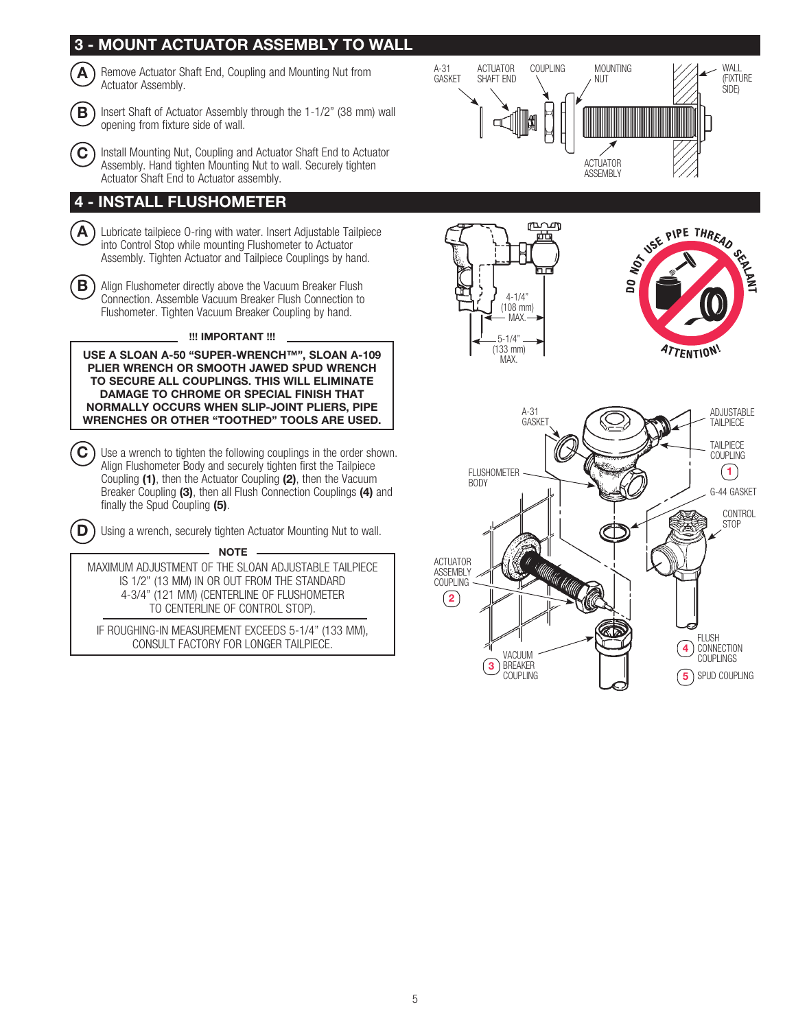## 3 - MOUNT ACTUATOR ASSEMBLY TO WALL

**A** Remove Actuator Shaft End, Coupling and Mounting Nut from Actuator Assembly.

**B** Insert Shaft of Actuator Assembly through the 1-1/2" (38 mm) wall opening from fixture side of wall.

**C** Install Mounting Nut, Coupling and Actuator Shaft End to Actuator Assembly. Hand tighten Mounting Nut to wall. Securely tighten Actuator Shaft End to Actuator assembly.

A-31 GASKET · ACTUATOR SHAFT END · COUPLING · MOUNTING NUT · WALL (FIXTURE SIDE) · ACTUATOR ASSEMBLY

## 4 - INSTALL FLUSHOMETER

**A** Lubricate tailpiece O-ring with water. Insert Adjustable Tailpiece into Control Stop while mounting Flushometer to Actuator Assembly. Tighten Actuator and Tailpiece Couplings by hand.

**B** Align Flushometer directly above the Vacuum Breaker Flush Connection. Assemble Vacuum Breaker Flush Connection to Flushometer. Tighten Vacuum Breaker Coupling by hand.

**!!! IMPORTANT !!!**

**USE A SLOAN A-50 "SUPER-WRENCH™", SLOAN A-109 PLIER WRENCH OR SMOOTH JAWED SPUD WRENCH TO SECURE ALL COUPLINGS. THIS WILL ELIMINATE DAMAGE TO CHROME OR SPECIAL FINISH THAT NORMALLY OCCURS WHEN SLIP-JOINT PLIERS, PIPE WRENCHES OR OTHER "TOOTHED" TOOLS ARE USED.**

**C** Use a wrench to tighten the following couplings in the order shown. Align Flushometer Body and securely tighten first the Tailpiece Coupling **(1)**, then the Actuator Coupling **(2)**, then the Vacuum Breaker Coupling **(3)**, then all Flush Connection Couplings **(4)** and finally the Spud Coupling **(5)**.

**D** Using a wrench, securely tighten Actuator Mounting Nut to wall.

**NOTE**

MAXIMUM ADJUSTMENT OF THE SLOAN ADJUSTABLE TAILPIECE IS 1/2" (13 MM) IN OR OUT FROM THE STANDARD 4-3/4" (121 MM) (CENTERLINE OF FLUSHOMETER TO CENTERLINE OF CONTROL STOP).

IF ROUGHING-IN MEASUREMENT EXCEEDS 5-1/4" (133 MM), CONSULT FACTORY FOR LONGER TAILPIECE.

4-1/4" (108 mm) MAX. · 5-1/4" (133 mm) MAX.

DO NOT USE PIPE THREAD SEALANT · ATTENTION!

A-31 GASKET · ADJUSTABLE TAILPIECE · TAILPIECE COUPLING (1) · FLUSHOMETER BODY · G-44 GASKET · CONTROL STOP · ACTUATOR ASSEMBLY COUPLING (2) · VACUUM BREAKER COUPLING (3) · FLUSH CONNECTION COUPLINGS (4) · SPUD COUPLING (5)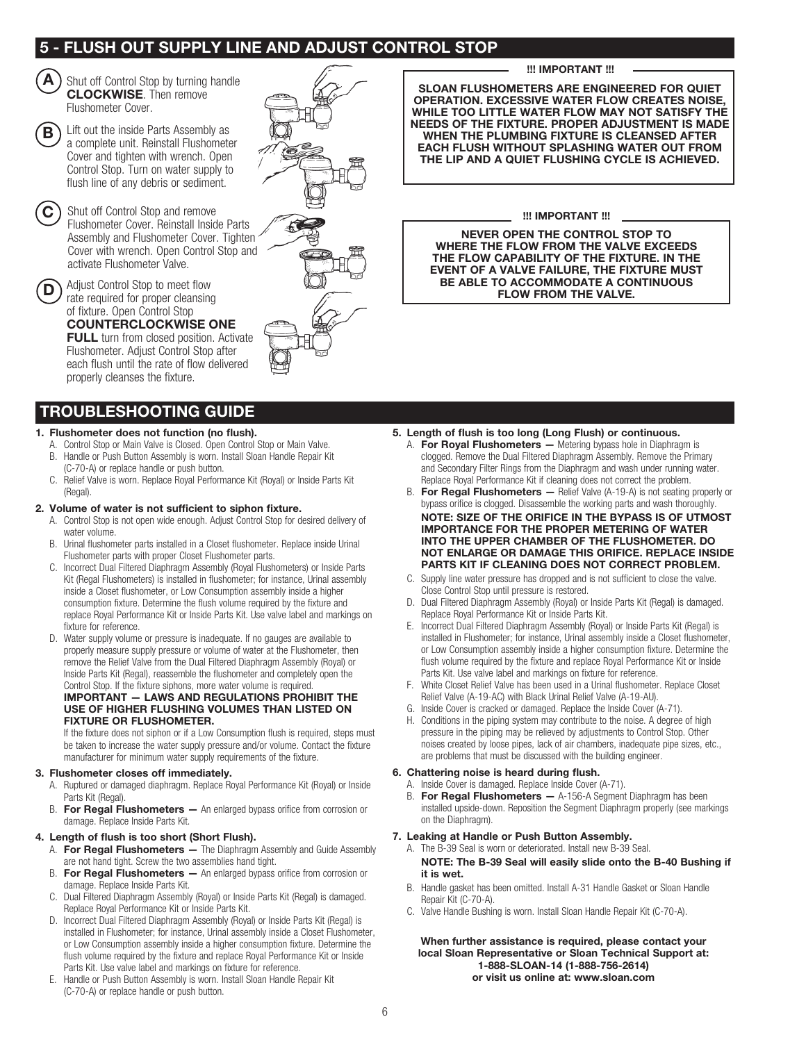## 5 - FLUSH OUT SUPPLY LINE AND ADJUST CONTROL STOP

**A** Shut off Control Stop by turning handle **CLOCKWISE**. Then remove Flushometer Cover.

**B** Lift out the inside Parts Assembly as a complete unit. Reinstall Flushometer Cover and tighten with wrench. Open Control Stop. Turn on water supply to flush line of any debris or sediment.

**C** Shut off Control Stop and remove Flushometer Cover. Reinstall Inside Parts Assembly and Flushometer Cover. Tighten Cover with wrench. Open Control Stop and activate Flushometer Valve.

**D** Adjust Control Stop to meet flow rate required for proper cleansing of fixture. Open Control Stop **COUNTERCLOCKWISE ONE FULL** turn from closed position. Activate Flushometer. Adjust Control Stop after each flush until the rate of flow delivered properly cleanses the fixture.

**!!! IMPORTANT !!!**

**SLOAN FLUSHOMETERS ARE ENGINEERED FOR QUIET OPERATION. EXCESSIVE WATER FLOW CREATES NOISE, WHILE TOO LITTLE WATER FLOW MAY NOT SATISFY THE NEEDS OF THE FIXTURE. PROPER ADJUSTMENT IS MADE WHEN THE PLUMBING FIXTURE IS CLEANSED AFTER EACH FLUSH WITHOUT SPLASHING WATER OUT FROM THE LIP AND A QUIET FLUSHING CYCLE IS ACHIEVED.**

**!!! IMPORTANT !!!**

**NEVER OPEN THE CONTROL STOP TO WHERE THE FLOW FROM THE VALVE EXCEEDS THE FLOW CAPABILITY OF THE FIXTURE. IN THE EVENT OF A VALVE FAILURE, THE FIXTURE MUST BE ABLE TO ACCOMMODATE A CONTINUOUS FLOW FROM THE VALVE.**

## TROUBLESHOOTING GUIDE

**1. Flushometer does not function (no flush).**
- A. Control Stop or Main Valve is Closed. Open Control Stop or Main Valve.
- B. Handle or Push Button Assembly is worn. Install Sloan Handle Repair Kit (C-70-A) or replace handle or push button.
- C. Relief Valve is worn. Replace Royal Performance Kit (Royal) or Inside Parts Kit (Regal).

**2. Volume of water is not sufficient to siphon fixture.**
- A. Control Stop is not open wide enough. Adjust Control Stop for desired delivery of water volume.
- B. Urinal flushometer parts installed in a Closet flushometer. Replace inside Urinal Flushometer parts with proper Closet Flushometer parts.
- C. Incorrect Dual Filtered Diaphragm Assembly (Royal Flushometers) or Inside Parts Kit (Regal Flushometers) is installed in flushometer; for instance, Urinal assembly inside a Closet flushometer, or Low Consumption assembly inside a higher consumption fixture. Determine the flush volume required by the fixture and replace Royal Performance Kit or Inside Parts Kit. Use valve label and markings on fixture for reference.
- D. Water supply volume or pressure is inadequate. If no gauges are available to properly measure supply pressure or volume of water at the Flushometer, then remove the Relief Valve from the Dual Filtered Diaphragm Assembly (Royal) or Inside Parts Kit (Regal), reassemble the flushometer and completely open the Control Stop. If the fixture siphons, more water volume is required.
  **IMPORTANT — LAWS AND REGULATIONS PROHIBIT THE USE OF HIGHER FLUSHING VOLUMES THAN LISTED ON FIXTURE OR FLUSHOMETER.**
  If the fixture does not siphon or if a Low Consumption flush is required, steps must be taken to increase the water supply pressure and/or volume. Contact the fixture manufacturer for minimum water supply requirements of the fixture.

**3. Flushometer closes off immediately.**
- A. Ruptured or damaged diaphragm. Replace Royal Performance Kit (Royal) or Inside Parts Kit (Regal).
- B. **For Regal Flushometers —** An enlarged bypass orifice from corrosion or damage. Replace Inside Parts Kit.

**4. Length of flush is too short (Short Flush).**
- A. **For Regal Flushometers —** The Diaphragm Assembly and Guide Assembly are not hand tight. Screw the two assemblies hand tight.
- B. **For Regal Flushometers —** An enlarged bypass orifice from corrosion or damage. Replace Inside Parts Kit.
- C. Dual Filtered Diaphragm Assembly (Royal) or Inside Parts Kit (Regal) is damaged. Replace Royal Performance Kit or Inside Parts Kit.
- D. Incorrect Dual Filtered Diaphragm Assembly (Royal) or Inside Parts Kit (Regal) is installed in Flushometer; for instance, Urinal assembly inside a Closet Flushometer, or Low Consumption assembly inside a higher consumption fixture. Determine the flush volume required by the fixture and replace Royal Performance Kit or Inside Parts Kit. Use valve label and markings on fixture for reference.
- E. Handle or Push Button Assembly is worn. Install Sloan Handle Repair Kit (C-70-A) or replace handle or push button.

**5. Length of flush is too long (Long Flush) or continuous.**
- A. **For Royal Flushometers —** Metering bypass hole in Diaphragm is clogged. Remove the Dual Filtered Diaphragm Assembly. Remove the Primary and Secondary Filter Rings from the Diaphragm and wash under running water. Replace Royal Performance Kit if cleaning does not correct the problem.
- B. **For Regal Flushometers —** Relief Valve (A-19-A) is not seating properly or bypass orifice is clogged. Disassemble the working parts and wash thoroughly.
  **NOTE: SIZE OF THE ORIFICE IN THE BYPASS IS OF UTMOST IMPORTANCE FOR THE PROPER METERING OF WATER INTO THE UPPER CHAMBER OF THE FLUSHOMETER. DO NOT ENLARGE OR DAMAGE THIS ORIFICE. REPLACE INSIDE PARTS KIT IF CLEANING DOES NOT CORRECT PROBLEM.**
- C. Supply line water pressure has dropped and is not sufficient to close the valve. Close Control Stop until pressure is restored.
- D. Dual Filtered Diaphragm Assembly (Royal) or Inside Parts Kit (Regal) is damaged. Replace Royal Performance Kit or Inside Parts Kit.
- E. Incorrect Dual Filtered Diaphragm Assembly (Royal) or Inside Parts Kit (Regal) is installed in Flushometer; for instance, Urinal assembly inside a Closet flushometer, or Low Consumption assembly inside a higher consumption fixture. Determine the flush volume required by the fixture and replace Royal Performance Kit or Inside Parts Kit. Use valve label and markings on fixture for reference.
- F. White Closet Relief Valve has been used in a Urinal flushometer. Replace Closet Relief Valve (A-19-AC) with Black Urinal Relief Valve (A-19-AU).
- G. Inside Cover is cracked or damaged. Replace the Inside Cover (A-71).
- H. Conditions in the piping system may contribute to the noise. A degree of high pressure in the piping may be relieved by adjustments to Control Stop. Other noises created by loose pipes, lack of air chambers, inadequate pipe sizes, etc., are problems that must be discussed with the building engineer.

**6. Chattering noise is heard during flush.**
- A. Inside Cover is damaged. Replace Inside Cover (A-71).
- B. **For Regal Flushometers —** A-156-A Segment Diaphragm has been installed upside-down. Reposition the Segment Diaphragm properly (see markings on the Diaphragm).

**7. Leaking at Handle or Push Button Assembly.**
- A. The B-39 Seal is worn or deteriorated. Install new B-39 Seal.
  **NOTE: The B-39 Seal will easily slide onto the B-40 Bushing if it is wet.**
- B. Handle gasket has been omitted. Install A-31 Handle Gasket or Sloan Handle Repair Kit (C-70-A).
- C. Valve Handle Bushing is worn. Install Sloan Handle Repair Kit (C-70-A).

**When further assistance is required, please contact your local Sloan Representative or Sloan Technical Support at: 1-888-SLOAN-14 (1-888-756-2614) or visit us online at: www.sloan.com**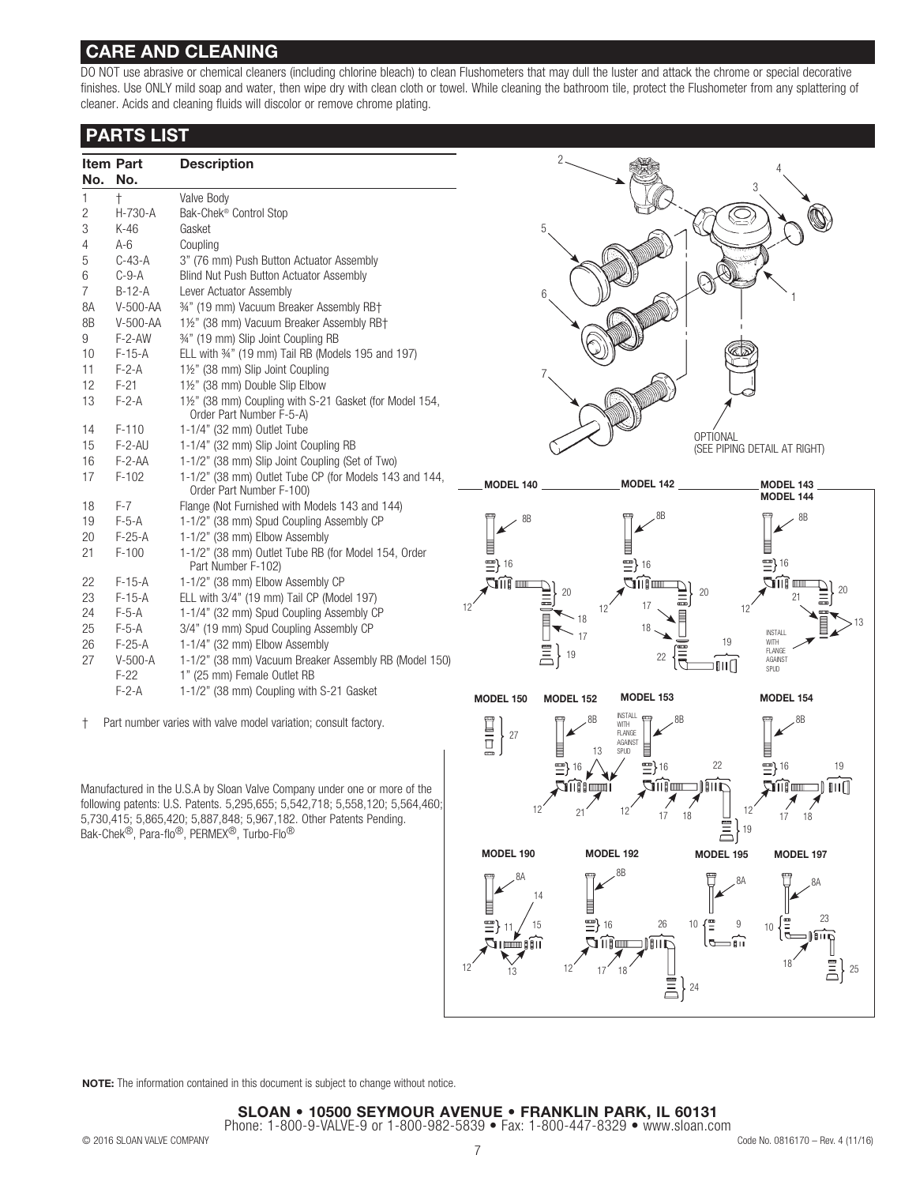## CARE AND CLEANING

DO NOT use abrasive or chemical cleaners (including chlorine bleach) to clean Flushometers that may dull the luster and attack the chrome or special decorative finishes. Use ONLY mild soap and water, then wipe dry with clean cloth or towel. While cleaning the bathroom tile, protect the Flushometer from any splattering of cleaner. Acids and cleaning fluids will discolor or remove chrome plating.

## PARTS LIST

| Item No. | Part No. | Description |
|---|---|---|
| 1 | † | Valve Body |
| 2 | H-730-A | Bak-Chek® Control Stop |
| 3 | K-46 | Gasket |
| 4 | A-6 | Coupling |
| 5 | C-43-A | 3" (76 mm) Push Button Actuator Assembly |
| 6 | C-9-A | Blind Nut Push Button Actuator Assembly |
| 7 | B-12-A | Lever Actuator Assembly |
| 8A | V-500-AA | ¾" (19 mm) Vacuum Breaker Assembly RB† |
| 8B | V-500-AA | 1½" (38 mm) Vacuum Breaker Assembly RB† |
| 9 | F-2-AW | ¾" (19 mm) Slip Joint Coupling RB |
| 10 | F-15-A | ELL with ¾" (19 mm) Tail RB (Models 195 and 197) |
| 11 | F-2-A | 1½" (38 mm) Slip Joint Coupling |
| 12 | F-21 | 1½" (38 mm) Double Slip Elbow |
| 13 | F-2-A | 1½" (38 mm) Coupling with S-21 Gasket (for Model 154, Order Part Number F-5-A) |
| 14 | F-110 | 1-1/4" (32 mm) Outlet Tube |
| 15 | F-2-AU | 1-1/4" (32 mm) Slip Joint Coupling RB |
| 16 | F-2-AA | 1-1/2" (38 mm) Slip Joint Coupling (Set of Two) |
| 17 | F-102 | 1-1/2" (38 mm) Outlet Tube CP (for Models 143 and 144, Order Part Number F-100) |
| 18 | F-7 | Flange (Not Furnished with Models 143 and 144) |
| 19 | F-5-A | 1-1/2" (38 mm) Spud Coupling Assembly CP |
| 20 | F-25-A | 1-1/2" (38 mm) Elbow Assembly |
| 21 | F-100 | 1-1/2" (38 mm) Outlet Tube RB (for Model 154, Order Part Number F-102) |
| 22 | F-15-A | 1-1/2" (38 mm) Elbow Assembly CP |
| 23 | F-15-A | ELL with 3/4" (19 mm) Tail CP (Model 197) |
| 24 | F-5-A | 1-1/4" (32 mm) Spud Coupling Assembly CP |
| 25 | F-5-A | 3/4" (19 mm) Spud Coupling Assembly CP |
| 26 | F-25-A | 1-1/4" (32 mm) Elbow Assembly |
| 27 | V-500-A | 1-1/2" (38 mm) Vacuum Breaker Assembly RB (Model 150) |
| | F-22 | 1" (25 mm) Female Outlet RB |
| | F-2-A | 1-1/2" (38 mm) Coupling with S-21 Gasket |

† Part number varies with valve model variation; consult factory.

Manufactured in the U.S.A by Sloan Valve Company under one or more of the following patents: U.S. Patents. 5,295,655; 5,542,718; 5,558,120; 5,564,460; 5,730,415; 5,865,420; 5,887,848; 5,967,182. Other Patents Pending.
Bak-Chek®, Para-flo®, PERMEX®, Turbo-Flo®

OPTIONAL (SEE PIPING DETAIL AT RIGHT)

MODEL 140
MODEL 142
MODEL 143
MODEL 144
INSTALL WITH FLANGE AGAINST SPUD

MODEL 150
MODEL 152
MODEL 153
MODEL 154
INSTALL WITH FLANGE AGAINST SPUD

MODEL 190
MODEL 192
MODEL 195
MODEL 197

**NOTE:** The information contained in this document is subject to change without notice.

**SLOAN • 10500 SEYMOUR AVENUE • FRANKLIN PARK, IL 60131**
Phone: 1-800-9-VALVE-9 or 1-800-982-5839 • Fax: 1-800-447-8329 • www.sloan.com

© 2016 SLOAN VALVE COMPANY

Code No. 0816170 – Rev. 4 (11/16)